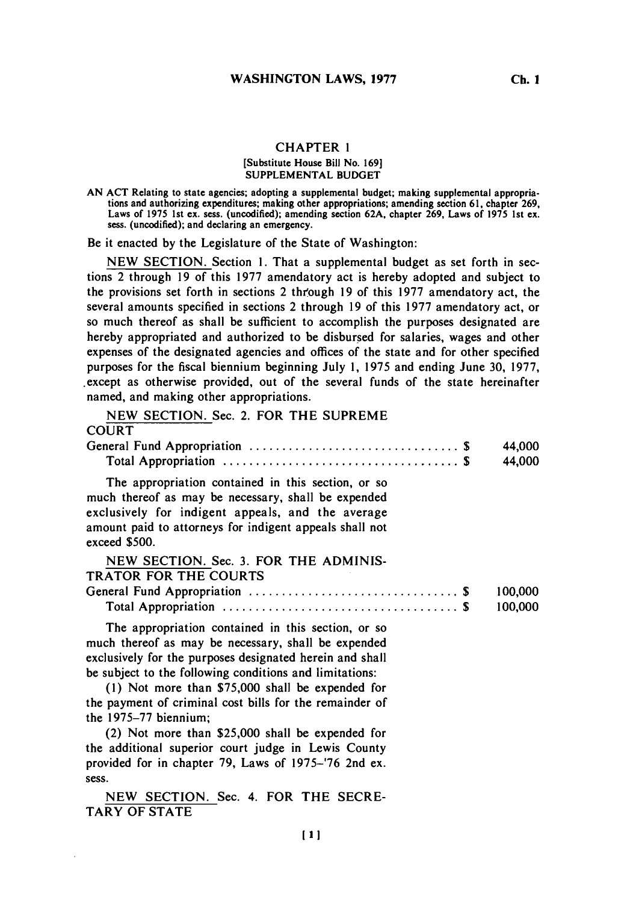## CHAPTER 1

[Substitute House Bill No. 169]

SUPPLEMENTAL BUDGET

AN ACT Relating to state agencies; adopting a supplemental budget; making supplemental appropriations and authorizing expenditures; making other appropriations; amending section 61, chapter 269, Laws of 1975 1st ex. sess. (uncodified); amending section 62A, chapter 269, Laws of 1975 1st ex. sess. (uncodified); and declaring an emergency.

Be it enacted by the Legislature of the State of Washington:

NEW SECTION. Section 1. That a supplemental budget as set forth in sections 2 through 19 of this 1977 amendatory act is hereby adopted and subject to the provisions set forth in sections 2 through 19 of this 1977 amendatory act, the several amounts specified in sections 2 through 19 of this 1977 amendatory act, or so much thereof as shall be sufficient to accomplish the purposes designated are hereby appropriated and authorized to be disbursed for salaries, wages and other expenses of the designated agencies and offices of the state and for other specified purposes for the fiscal biennium beginning July 1, 1975 and ending June 30, 1977, except as otherwise provided, out of the several funds of the state hereinafter named, and making other appropriations.

NEW SECTION. Sec. 2. FOR THE SUPREME COURT

| | |
|---|---|
| General Fund Appropriation .................................. $ | 44,000 |
| Total Appropriation ...................................... $ | 44,000 |

The appropriation contained in this section, or so much thereof as may be necessary, shall be expended exclusively for indigent appeals, and the average amount paid to attorneys for indigent appeals shall not exceed $500.

NEW SECTION. Sec. 3. FOR THE ADMINISTRATOR FOR THE COURTS

| | |
|---|---|
| General Fund Appropriation .................................. $ | 100,000 |
| Total Appropriation ...................................... $ | 100,000 |

The appropriation contained in this section, or so much thereof as may be necessary, shall be expended exclusively for the purposes designated herein and shall be subject to the following conditions and limitations:

(1) Not more than $75,000 shall be expended for the payment of criminal cost bills for the remainder of the 1975–77 biennium;

(2) Not more than $25,000 shall be expended for the additional superior court judge in Lewis County provided for in chapter 79, Laws of 1975–'76 2nd ex. sess.

NEW SECTION. Sec. 4. FOR THE SECRETARY OF STATE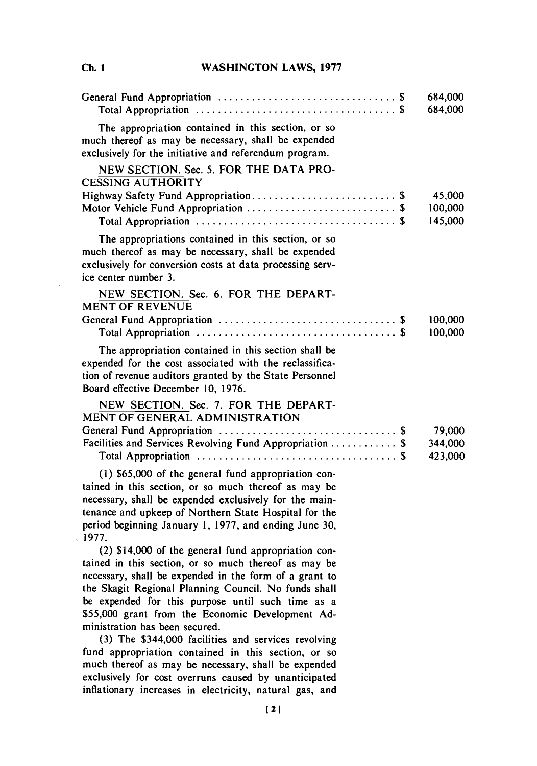| | |
|---|---|
| General Fund Appropriation . . . . . . . . . . . . . . . . . . . . . . . . . . . . . . . . $ | 684,000 |
| Total Appropriation . . . . . . . . . . . . . . . . . . . . . . . . . . . . . . . . . . . $ | 684,000 |

The appropriation contained in this section, or so much thereof as may be necessary, shall be expended exclusively for the initiative and referendum program.

NEW SECTION. Sec. 5. FOR THE DATA PROCESSING AUTHORITY

| | |
|---|---|
| Highway Safety Fund Appropriation . . . . . . . . . . . . . . . . . . . . . . . . . . $ | 45,000 |
| Motor Vehicle Fund Appropriation . . . . . . . . . . . . . . . . . . . . . . . . . . . $ | 100,000 |
| Total Appropriation . . . . . . . . . . . . . . . . . . . . . . . . . . . . . . . . . . . $ | 145,000 |

The appropriations contained in this section, or so much thereof as may be necessary, shall be expended exclusively for conversion costs at data processing service center number 3.

NEW SECTION. Sec. 6. FOR THE DEPARTMENT OF REVENUE

| | |
|---|---|
| General Fund Appropriation . . . . . . . . . . . . . . . . . . . . . . . . . . . . . . . . $ | 100,000 |
| Total Appropriation . . . . . . . . . . . . . . . . . . . . . . . . . . . . . . . . . . . $ | 100,000 |

The appropriation contained in this section shall be expended for the cost associated with the reclassification of revenue auditors granted by the State Personnel Board effective December 10, 1976.

NEW SECTION. Sec. 7. FOR THE DEPARTMENT OF GENERAL ADMINISTRATION

| | |
|---|---|
| General Fund Appropriation . . . . . . . . . . . . . . . . . . . . . . . . . . . . . . . . $ | 79,000 |
| Facilities and Services Revolving Fund Appropriation . . . . . . . . . . . $ | 344,000 |
| Total Appropriation . . . . . . . . . . . . . . . . . . . . . . . . . . . . . . . . . . . $ | 423,000 |

(1) $65,000 of the general fund appropriation contained in this section, or so much thereof as may be necessary, shall be expended exclusively for the maintenance and upkeep of Northern State Hospital for the period beginning January 1, 1977, and ending June 30, 1977.

(2) $14,000 of the general fund appropriation contained in this section, or so much thereof as may be necessary, shall be expended in the form of a grant to the Skagit Regional Planning Council. No funds shall be expended for this purpose until such time as a $55,000 grant from the Economic Development Administration has been secured.

(3) The $344,000 facilities and services revolving fund appropriation contained in this section, or so much thereof as may be necessary, shall be expended exclusively for cost overruns caused by unanticipated inflationary increases in electricity, natural gas, and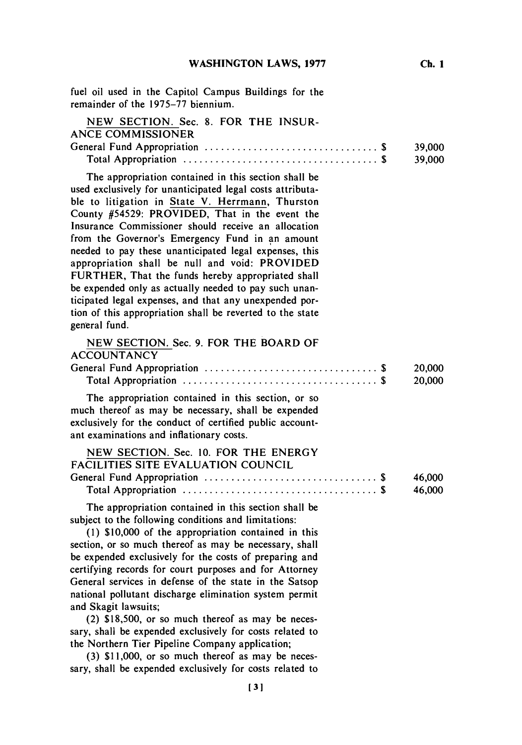fuel oil used in the Capitol Campus Buildings for the remainder of the 1975–77 biennium.

NEW SECTION. Sec. 8. FOR THE INSURANCE COMMISSIONER

| | | |
|---|---|---|
| General Fund Appropriation | $ | 39,000 |
| Total Appropriation | $ | 39,000 |

The appropriation contained in this section shall be used exclusively for unanticipated legal costs attributable to litigation in State V. Herrmann, Thurston County #54529: PROVIDED, That in the event the Insurance Commissioner should receive an allocation from the Governor's Emergency Fund in an amount needed to pay these unanticipated legal expenses, this appropriation shall be null and void: PROVIDED FURTHER, That the funds hereby appropriated shall be expended only as actually needed to pay such unanticipated legal expenses, and that any unexpended portion of this appropriation shall be reverted to the state general fund.

NEW SECTION. Sec. 9. FOR THE BOARD OF ACCOUNTANCY

| | | |
|---|---|---|
| General Fund Appropriation | $ | 20,000 |
| Total Appropriation | $ | 20,000 |

The appropriation contained in this section, or so much thereof as may be necessary, shall be expended exclusively for the conduct of certified public accountant examinations and inflationary costs.

NEW SECTION. Sec. 10. FOR THE ENERGY FACILITIES SITE EVALUATION COUNCIL

| | | |
|---|---|---|
| General Fund Appropriation | $ | 46,000 |
| Total Appropriation | $ | 46,000 |

The appropriation contained in this section shall be subject to the following conditions and limitations:

(1) $10,000 of the appropriation contained in this section, or so much thereof as may be necessary, shall be expended exclusively for the costs of preparing and certifying records for court purposes and for Attorney General services in defense of the state in the Satsop national pollutant discharge elimination system permit and Skagit lawsuits;

(2) $18,500, or so much thereof as may be necessary, shall be expended exclusively for costs related to the Northern Tier Pipeline Company application;

(3) $11,000, or so much thereof as may be necessary, shall be expended exclusively for costs related to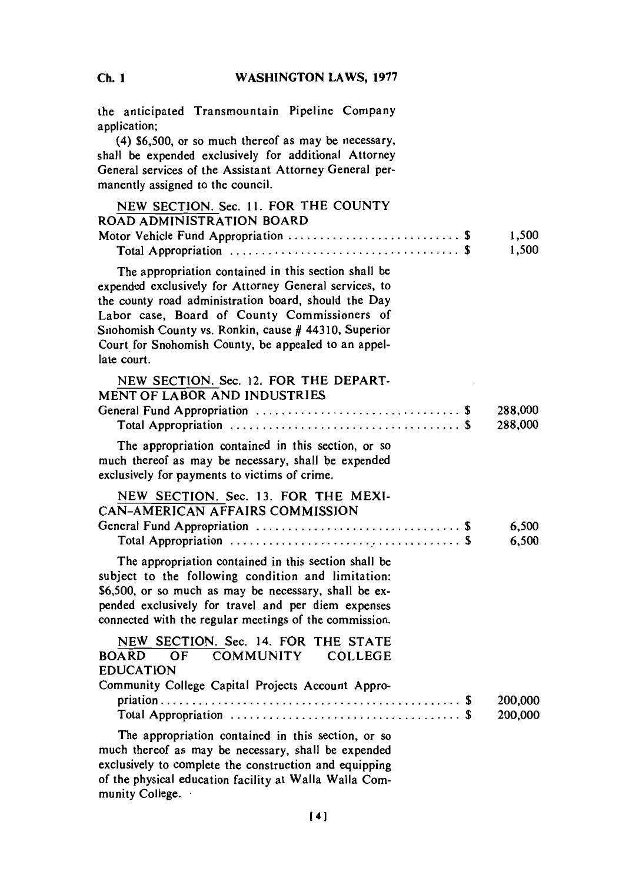the anticipated Transmountain Pipeline Company application;

(4) $6,500, or so much thereof as may be necessary, shall be expended exclusively for additional Attorney General services of the Assistant Attorney General permanently assigned to the council.

NEW SECTION. Sec. 11. FOR THE COUNTY ROAD ADMINISTRATION BOARD

| | |
|---|---|
| Motor Vehicle Fund Appropriation . . . . . . . . . . . . . . . . . . . . . . . . . . $ | 1,500 |
| Total Appropriation . . . . . . . . . . . . . . . . . . . . . . . . . . . . . . . . . $ | 1,500 |

The appropriation contained in this section shall be expended exclusively for Attorney General services, to the county road administration board, should the Day Labor case, Board of County Commissioners of Snohomish County vs. Ronkin, cause # 44310, Superior Court for Snohomish County, be appealed to an appellate court.

NEW SECTION. Sec. 12. FOR THE DEPARTMENT OF LABOR AND INDUSTRIES

| | |
|---|---|
| General Fund Appropriation . . . . . . . . . . . . . . . . . . . . . . . . . . . . . $ | 288,000 |
| Total Appropriation . . . . . . . . . . . . . . . . . . . . . . . . . . . . . . . . . $ | 288,000 |

The appropriation contained in this section, or so much thereof as may be necessary, shall be expended exclusively for payments to victims of crime.

NEW SECTION. Sec. 13. FOR THE MEXICAN-AMERICAN AFFAIRS COMMISSION

| | |
|---|---|
| General Fund Appropriation . . . . . . . . . . . . . . . . . . . . . . . . . . . . . $ | 6,500 |
| Total Appropriation . . . . . . . . . . . . . . . . . . . . . . . . . . . . . . . . . $ | 6,500 |

The appropriation contained in this section shall be subject to the following condition and limitation: $6,500, or so much as may be necessary, shall be expended exclusively for travel and per diem expenses connected with the regular meetings of the commission.

NEW SECTION. Sec. 14. FOR THE STATE BOARD OF COMMUNITY COLLEGE EDUCATION

| | |
|---|---|
| Community College Capital Projects Account Appropriation . . . . . . . . . . . . . . . . . . . . . . . . . . . . . . . . . . . . . . . . . . . . . $ | 200,000 |
| Total Appropriation . . . . . . . . . . . . . . . . . . . . . . . . . . . . . . . . . $ | 200,000 |

The appropriation contained in this section, or so much thereof as may be necessary, shall be expended exclusively to complete the construction and equipping of the physical education facility at Walla Walla Community College.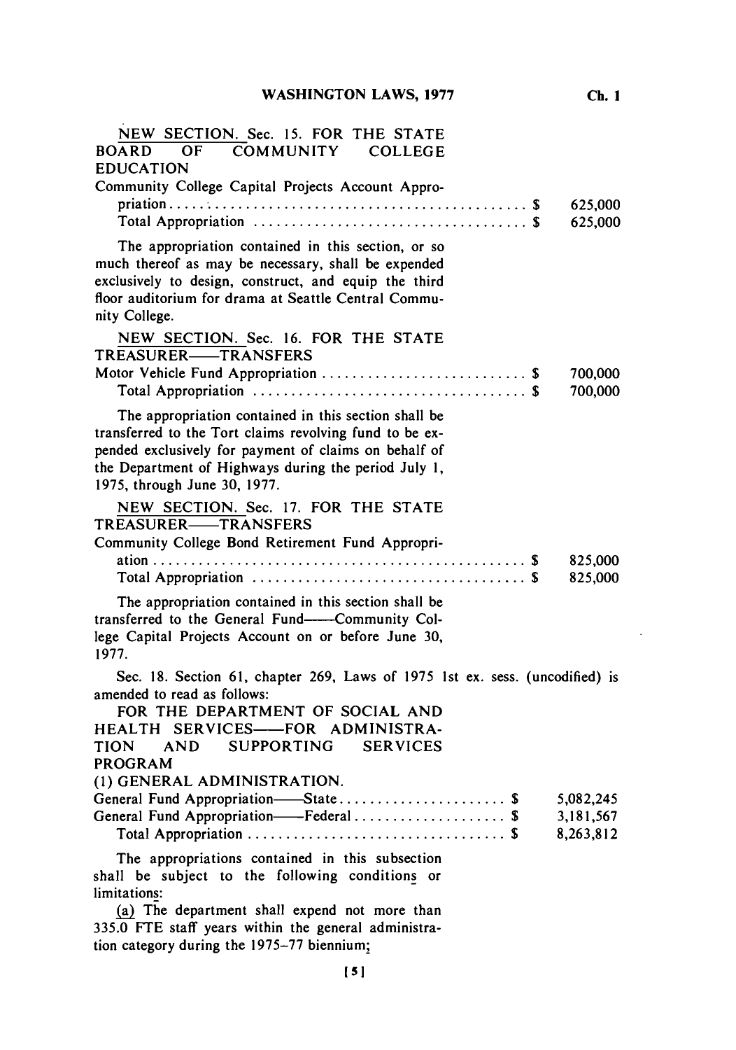NEW SECTION. Sec. 15. FOR THE STATE BOARD OF COMMUNITY COLLEGE EDUCATION

| | |
|---|---|
| Community College Capital Projects Account Appropriation . . . . . . . . . . $ | 625,000 |
| Total Appropriation . . . . . . . . . . $ | 625,000 |

The appropriation contained in this section, or so much thereof as may be necessary, shall be expended exclusively to design, construct, and equip the third floor auditorium for drama at Seattle Central Community College.

NEW SECTION. Sec. 16. FOR THE STATE TREASURER——TRANSFERS

| | |
|---|---|
| Motor Vehicle Fund Appropriation . . . . . . . . . . $ | 700,000 |
| Total Appropriation . . . . . . . . . . $ | 700,000 |

The appropriation contained in this section shall be transferred to the Tort claims revolving fund to be expended exclusively for payment of claims on behalf of the Department of Highways during the period July 1, 1975, through June 30, 1977.

NEW SECTION. Sec. 17. FOR THE STATE TREASURER——TRANSFERS

| | |
|---|---|
| Community College Bond Retirement Fund Appropriation . . . . . . . . . . $ | 825,000 |
| Total Appropriation . . . . . . . . . . $ | 825,000 |

The appropriation contained in this section shall be transferred to the General Fund——Community College Capital Projects Account on or before June 30, 1977.

Sec. 18. Section 61, chapter 269, Laws of 1975 1st ex. sess. (uncodified) is amended to read as follows:

FOR THE DEPARTMENT OF SOCIAL AND HEALTH SERVICES——FOR ADMINISTRATION AND SUPPORTING SERVICES PROGRAM

(1) GENERAL ADMINISTRATION.

| | |
|---|---|
| General Fund Appropriation——State . . . . . . . . . . $ | 5,082,245 |
| General Fund Appropriation——Federal . . . . . . . . . . $ | 3,181,567 |
| Total Appropriation . . . . . . . . . . $ | 8,263,812 |

The appropriations contained in this subsection shall be subject to the following conditions or limitations:

(a) The department shall expend not more than 335.0 FTE staff years within the general administration category during the 1975–77 biennium;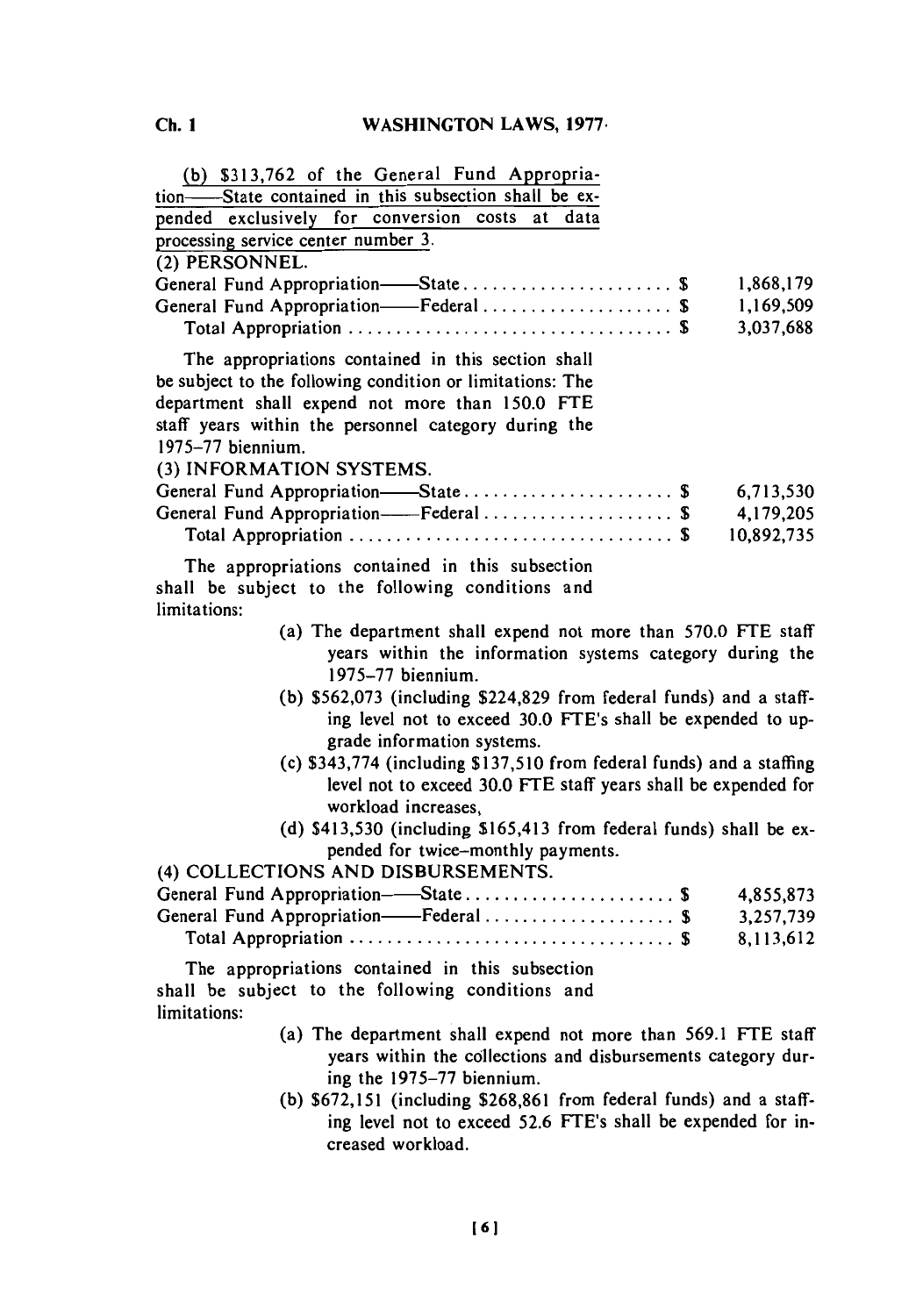(b) $313,762 of the General Fund Appropriation——State contained in this subsection shall be expended exclusively for conversion costs at data processing service center number 3.

(2) PERSONNEL.

| | | |
|---|---|---|
| General Fund Appropriation——State | $ | 1,868,179 |
| General Fund Appropriation——Federal | $ | 1,169,509 |
| Total Appropriation | $ | 3,037,688 |

The appropriations contained in this section shall be subject to the following condition or limitations: The department shall expend not more than 150.0 FTE staff years within the personnel category during the 1975–77 biennium.

(3) INFORMATION SYSTEMS.

| | | |
|---|---|---|
| General Fund Appropriation——State | $ | 6,713,530 |
| General Fund Appropriation——Federal | $ | 4,179,205 |
| Total Appropriation | $ | 10,892,735 |

The appropriations contained in this subsection shall be subject to the following conditions and limitations:

(a) The department shall expend not more than 570.0 FTE staff years within the information systems category during the 1975–77 biennium.

(b) $562,073 (including $224,829 from federal funds) and a staffing level not to exceed 30.0 FTE's shall be expended to upgrade information systems.

(c) $343,774 (including $137,510 from federal funds) and a staffing level not to exceed 30.0 FTE staff years shall be expended for workload increases,

(d) $413,530 (including $165,413 from federal funds) shall be expended for twice-monthly payments.

(4) COLLECTIONS AND DISBURSEMENTS.

| | | |
|---|---|---|
| General Fund Appropriation——State | $ | 4,855,873 |
| General Fund Appropriation——Federal | $ | 3,257,739 |
| Total Appropriation | $ | 8,113,612 |

The appropriations contained in this subsection shall be subject to the following conditions and limitations:

(a) The department shall expend not more than 569.1 FTE staff years within the collections and disbursements category during the 1975–77 biennium.

(b) $672,151 (including $268,861 from federal funds) and a staffing level not to exceed 52.6 FTE's shall be expended for increased workload.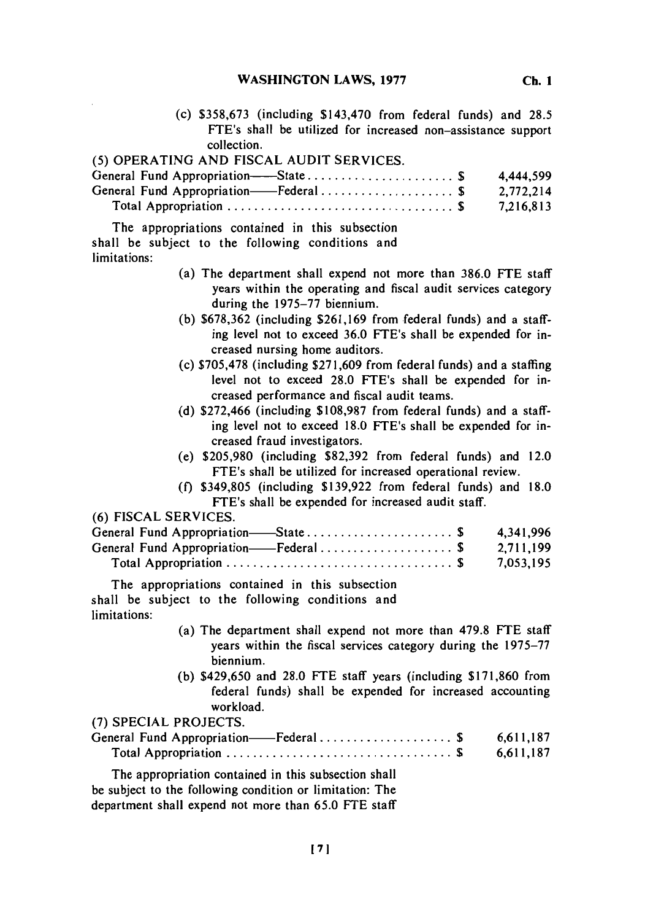(c) $358,673 (including $143,470 from federal funds) and 28.5 FTE's shall be utilized for increased non-assistance support collection.

(5) OPERATING AND FISCAL AUDIT SERVICES.

| | | |
|---|---|---|
| General Fund Appropriation——State | $ | 4,444,599 |
| General Fund Appropriation——Federal | $ | 2,772,214 |
| Total Appropriation | $ | 7,216,813 |

The appropriations contained in this subsection shall be subject to the following conditions and limitations:

(a) The department shall expend not more than 386.0 FTE staff years within the operating and fiscal audit services category during the 1975–77 biennium.

(b) $678,362 (including $261,169 from federal funds) and a staffing level not to exceed 36.0 FTE's shall be expended for increased nursing home auditors.

(c) $705,478 (including $271,609 from federal funds) and a staffing level not to exceed 28.0 FTE's shall be expended for increased performance and fiscal audit teams.

(d) $272,466 (including $108,987 from federal funds) and a staffing level not to exceed 18.0 FTE's shall be expended for increased fraud investigators.

(e) $205,980 (including $82,392 from federal funds) and 12.0 FTE's shall be utilized for increased operational review.

(f) $349,805 (including $139,922 from federal funds) and 18.0 FTE's shall be expended for increased audit staff.

(6) FISCAL SERVICES.

| | | |
|---|---|---|
| General Fund Appropriation——State | $ | 4,341,996 |
| General Fund Appropriation——Federal | $ | 2,711,199 |
| Total Appropriation | $ | 7,053,195 |

The appropriations contained in this subsection shall be subject to the following conditions and limitations:

(a) The department shall expend not more than 479.8 FTE staff years within the fiscal services category during the 1975–77 biennium.

(b) $429,650 and 28.0 FTE staff years (including $171,860 from federal funds) shall be expended for increased accounting workload.

(7) SPECIAL PROJECTS.

| | | |
|---|---|---|
| General Fund Appropriation——Federal | $ | 6,611,187 |
| Total Appropriation | $ | 6,611,187 |

The appropriation contained in this subsection shall be subject to the following condition or limitation: The department shall expend not more than 65.0 FTE staff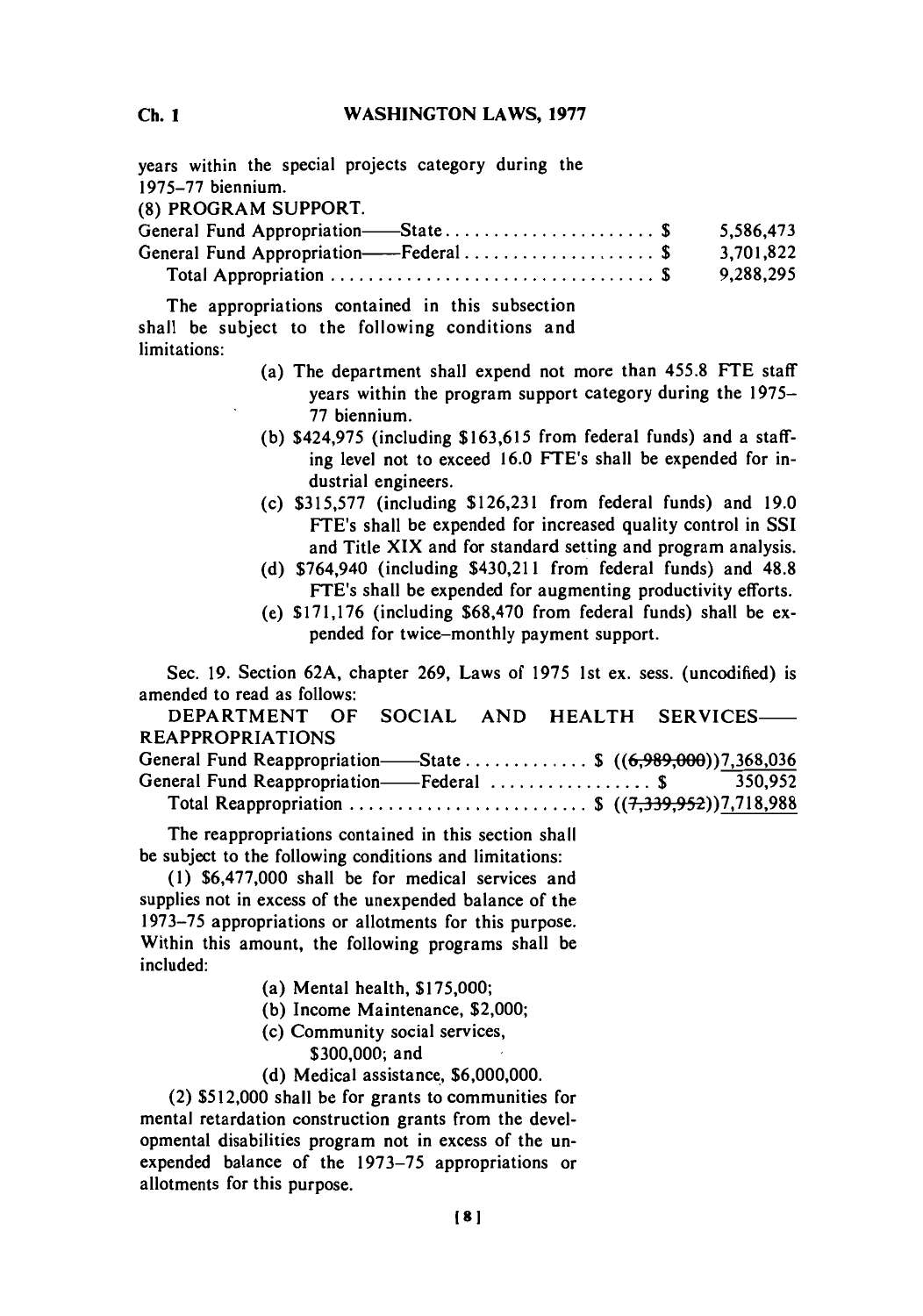years within the special projects category during the 1975–77 biennium.

(8) PROGRAM SUPPORT.

| | |
|---|---|
| General Fund Appropriation——State . . . . . . . . . . . . . . . . . . . . . . $ | 5,586,473 |
| General Fund Appropriation——Federal . . . . . . . . . . . . . . . . . . . . $ | 3,701,822 |
| Total Appropriation . . . . . . . . . . . . . . . . . . . . . . . . . . . . . . . . . . $ | 9,288,295 |

The appropriations contained in this subsection shall be subject to the following conditions and limitations:

(a) The department shall expend not more than 455.8 FTE staff years within the program support category during the 1975–77 biennium.

(b) $424,975 (including $163,615 from federal funds) and a staffing level not to exceed 16.0 FTE's shall be expended for industrial engineers.

(c) $315,577 (including $126,231 from federal funds) and 19.0 FTE's shall be expended for increased quality control in SSI and Title XIX and for standard setting and program analysis.

(d) $764,940 (including $430,211 from federal funds) and 48.8 FTE's shall be expended for augmenting productivity efforts.

(e) $171,176 (including $68,470 from federal funds) shall be expended for twice-monthly payment support.

Sec. 19. Section 62A, chapter 269, Laws of 1975 1st ex. sess. (uncodified) is amended to read as follows:

DEPARTMENT OF SOCIAL AND HEALTH SERVICES——REAPPROPRIATIONS

| | |
|---|---|
| General Fund Reappropriation——State . . . . . . . . . . . . . $ | ((~~6,989,000~~))<u>7,368,036</u> |
| General Fund Reappropriation——Federal . . . . . . . . . . . . . . . . $ | 350,952 |
| Total Reappropriation . . . . . . . . . . . . . . . . . . . . . . . . . $ | ((~~7,339,952~~))<u>7,718,988</u> |

The reappropriations contained in this section shall be subject to the following conditions and limitations:

(1) $6,477,000 shall be for medical services and supplies not in excess of the unexpended balance of the 1973–75 appropriations or allotments for this purpose. Within this amount, the following programs shall be included:

(a) Mental health, $175,000;

(b) Income Maintenance, $2,000;

(c) Community social services, $300,000; and

(d) Medical assistance, $6,000,000.

(2) $512,000 shall be for grants to communities for mental retardation construction grants from the developmental disabilities program not in excess of the unexpended balance of the 1973–75 appropriations or allotments for this purpose.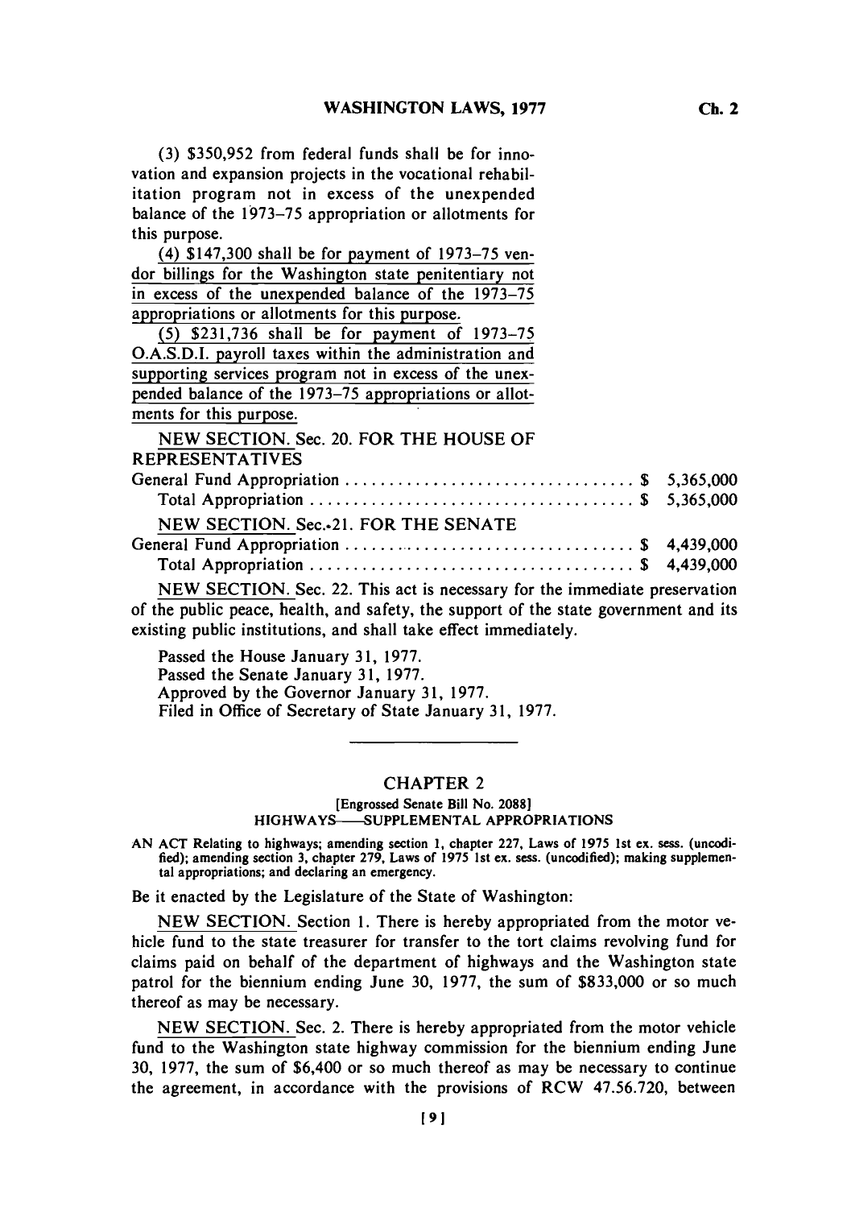(3) $350,952 from federal funds shall be for innovation and expansion projects in the vocational rehabilitation program not in excess of the unexpended balance of the 1973–75 appropriation or allotments for this purpose.

(4) $147,300 shall be for payment of 1973–75 vendor billings for the Washington state penitentiary not in excess of the unexpended balance of the 1973–75 appropriations or allotments for this purpose.

(5) $231,736 shall be for payment of 1973–75 O.A.S.D.I. payroll taxes within the administration and supporting services program not in excess of the unexpended balance of the 1973–75 appropriations or allotments for this purpose.

NEW SECTION. Sec. 20. FOR THE HOUSE OF REPRESENTATIVES

| | |
|---|---|
| General Fund Appropriation | $ 5,365,000 |
| Total Appropriation | $ 5,365,000 |

NEW SECTION. Sec. 21. FOR THE SENATE

| | |
|---|---|
| General Fund Appropriation | $ 4,439,000 |
| Total Appropriation | $ 4,439,000 |

NEW SECTION. Sec. 22. This act is necessary for the immediate preservation of the public peace, health, and safety, the support of the state government and its existing public institutions, and shall take effect immediately.

Passed the House January 31, 1977.
Passed the Senate January 31, 1977.
Approved by the Governor January 31, 1977.
Filed in Office of Secretary of State January 31, 1977.

---

## CHAPTER 2

[Engrossed Senate Bill No. 2088]

### HIGHWAYS—SUPPLEMENTAL APPROPRIATIONS

AN ACT Relating to highways; amending section 1, chapter 227, Laws of 1975 1st ex. sess. (uncodified); amending section 3, chapter 279, Laws of 1975 1st ex. sess. (uncodified); making supplemental appropriations; and declaring an emergency.

Be it enacted by the Legislature of the State of Washington:

NEW SECTION. Section 1. There is hereby appropriated from the motor vehicle fund to the state treasurer for transfer to the tort claims revolving fund for claims paid on behalf of the department of highways and the Washington state patrol for the biennium ending June 30, 1977, the sum of $833,000 or so much thereof as may be necessary.

NEW SECTION. Sec. 2. There is hereby appropriated from the motor vehicle fund to the Washington state highway commission for the biennium ending June 30, 1977, the sum of $6,400 or so much thereof as may be necessary to continue the agreement, in accordance with the provisions of RCW 47.56.720, between